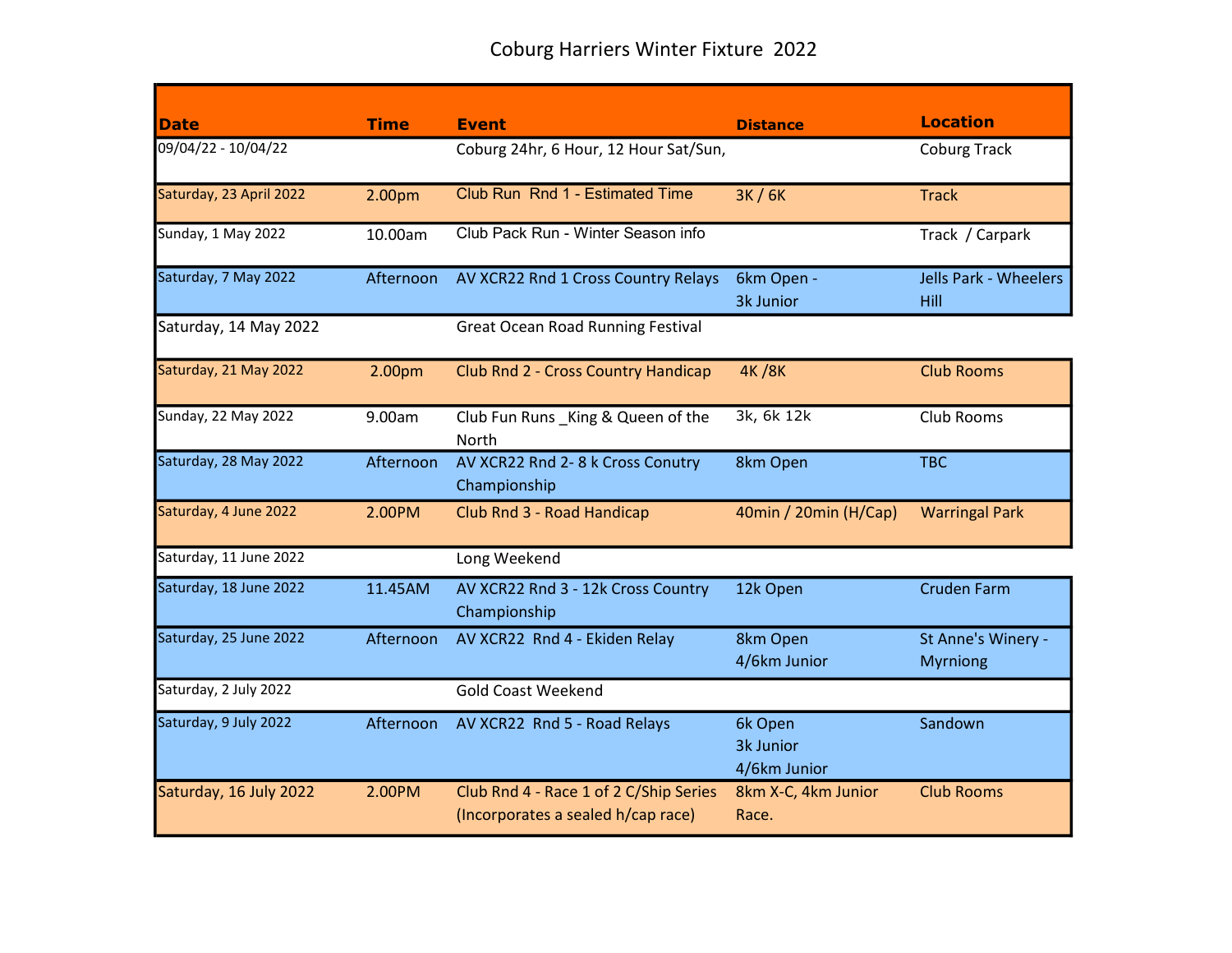# Coburg Harriers Winter Fixture 2022

| Date | Time | Event | Distance | Location |
|---|---|---|---|---|
| 09/04/22 - 10/04/22 | | Coburg 24hr, 6 Hour, 12 Hour Sat/Sun, | | Coburg Track |
| Saturday, 23 April 2022 | 2.00pm | Club Run Rnd 1 - Estimated Time | 3K / 6K | Track |
| Sunday, 1 May 2022 | 10.00am | Club Pack Run - Winter Season info | | Track / Carpark |
| Saturday, 7 May 2022 | Afternoon | AV XCR22 Rnd 1 Cross Country Relays | 6km Open - 3k Junior | Jells Park - Wheelers Hill |
| Saturday, 14 May 2022 | | Great Ocean Road Running Festival | | |
| Saturday, 21 May 2022 | 2.00pm | Club Rnd 2 - Cross Country Handicap | 4K /8K | Club Rooms |
| Sunday, 22 May 2022 | 9.00am | Club Fun Runs _King & Queen of the North | 3k, 6k 12k | Club Rooms |
| Saturday, 28 May 2022 | Afternoon | AV XCR22 Rnd 2- 8 k Cross Conutry Championship | 8km Open | TBC |
| Saturday, 4 June 2022 | 2.00PM | Club Rnd 3 - Road Handicap | 40min / 20min (H/Cap) | Warringal Park |
| Saturday, 11 June 2022 | | Long Weekend | | |
| Saturday, 18 June 2022 | 11.45AM | AV XCR22 Rnd 3 - 12k Cross Country Championship | 12k Open | Cruden Farm |
| Saturday, 25 June 2022 | Afternoon | AV XCR22 Rnd 4 - Ekiden Relay | 8km Open 4/6km Junior | St Anne's Winery - Myrniong |
| Saturday, 2 July 2022 | | Gold Coast Weekend | | |
| Saturday, 9 July 2022 | Afternoon | AV XCR22 Rnd 5 - Road Relays | 6k Open 3k Junior 4/6km Junior | Sandown |
| Saturday, 16 July 2022 | 2.00PM | Club Rnd 4 - Race 1 of 2 C/Ship Series (Incorporates a sealed h/cap race) | 8km X-C, 4km Junior Race. | Club Rooms |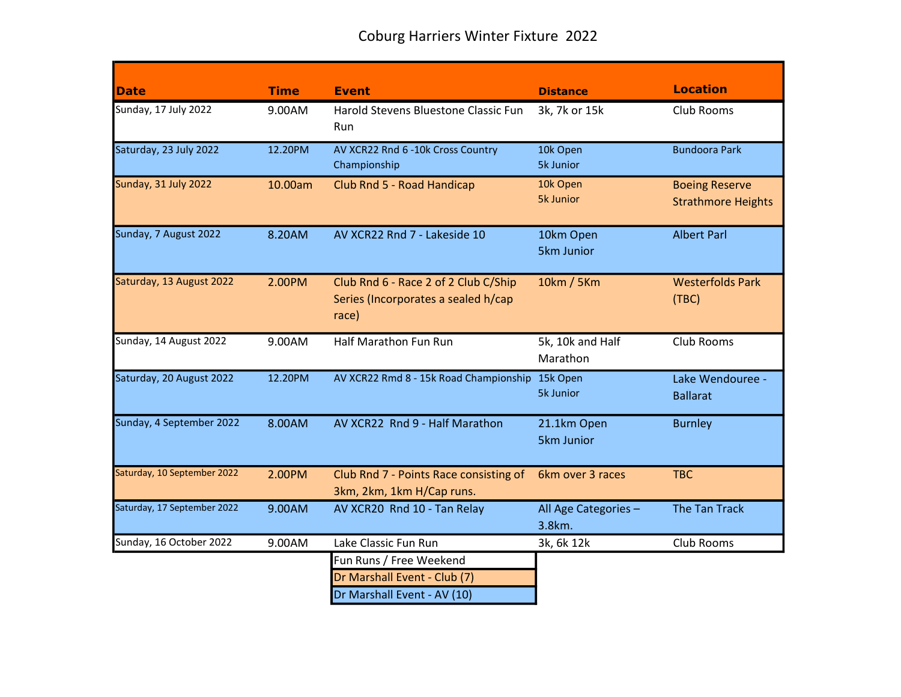# Coburg Harriers Winter Fixture 2022

| Date | Time | Event | Distance | Location |
|---|---|---|---|---|
| Sunday, 17 July 2022 | 9.00AM | Harold Stevens Bluestone Classic Fun Run | 3k, 7k or 15k | Club Rooms |
| Saturday, 23 July 2022 | 12.20PM | AV XCR22 Rnd 6 -10k Cross Country Championship | 10k Open<br>5k Junior | Bundoora Park |
| Sunday, 31 July 2022 | 10.00am | Club Rnd 5 - Road Handicap | 10k Open<br>5k Junior | Boeing Reserve Strathmore Heights |
| Sunday, 7 August 2022 | 8.20AM | AV XCR22 Rnd 7 - Lakeside 10 | 10km Open<br>5km Junior | Albert Parl |
| Saturday, 13 August 2022 | 2.00PM | Club Rnd 6 - Race 2 of 2 Club C/Ship Series (Incorporates a sealed h/cap race) | 10km / 5Km | Westerfolds Park (TBC) |
| Sunday, 14 August 2022 | 9.00AM | Half Marathon Fun Run | 5k, 10k and Half Marathon | Club Rooms |
| Saturday, 20 August 2022 | 12.20PM | AV XCR22 Rmd 8 - 15k Road Championship | 15k Open<br>5k Junior | Lake Wendouree - Ballarat |
| Sunday, 4 September 2022 | 8.00AM | AV XCR22 Rnd 9 - Half Marathon | 21.1km Open<br>5km Junior | Burnley |
| Saturday, 10 September 2022 | 2.00PM | Club Rnd 7 - Points Race consisting of 3km, 2km, 1km H/Cap runs. | 6km over 3 races | TBC |
| Saturday, 17 September 2022 | 9.00AM | AV XCR20 Rnd 10 - Tan Relay | All Age Categories – 3.8km. | The Tan Track |
| Sunday, 16 October 2022 | 9.00AM | Lake Classic Fun Run | 3k, 6k 12k | Club Rooms |

| |
|---|
| Fun Runs / Free Weekend |
| Dr Marshall Event - Club (7) |
| Dr Marshall Event - AV (10) |